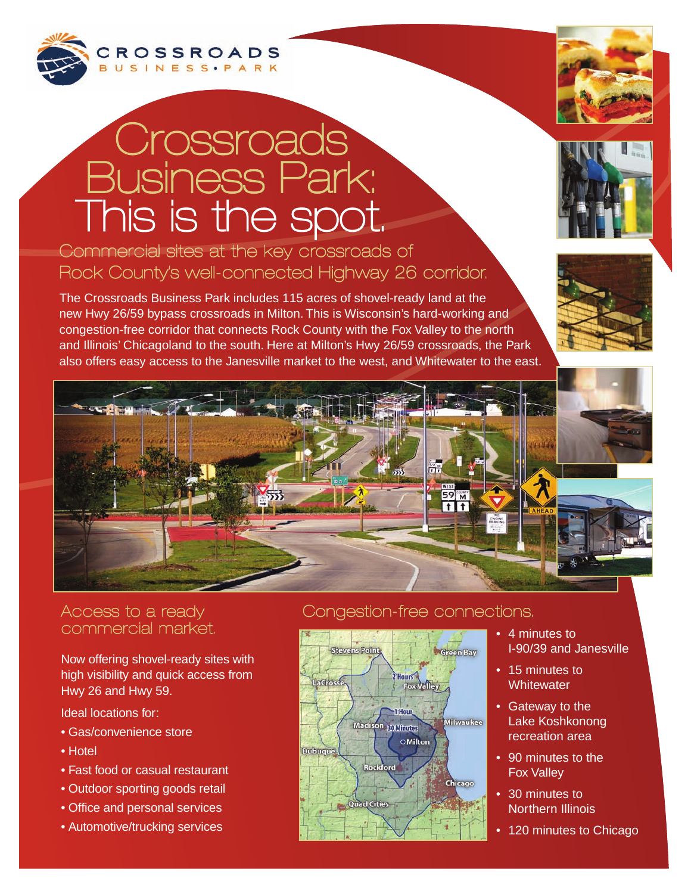CROSSROADS BUSINESS • PARK

# Crossroads Business Park: This is the spot.

## Commercial sites at the key crossroads of Rock County's well-connected Highway 26 corridor.

The Crossroads Business Park includes 115 acres of shovel-ready land at the new Hwy 26/59 bypass crossroads in Milton. This is Wisconsin's hard-working and congestion-free corridor that connects Rock County with the Fox Valley to the north and Illinois' Chicagoland to the south. Here at Milton's Hwy 26/59 crossroads, the Park also offers easy access to the Janesville market to the west, and Whitewater to the east.

## Access to a ready commercial market.

Now offering shovel-ready sites with high visibility and quick access from Hwy 26 and Hwy 59.

Ideal locations for:

- Gas/convenience store
- Hotel
- Fast food or casual restaurant
- Outdoor sporting goods retail
- Office and personal services
- Automotive/trucking services

## Congestion-free connections.

- 4 minutes to I-90/39 and Janesville
- 15 minutes to Whitewater
- Gateway to the Lake Koshkonong recreation area
- 90 minutes to the Fox Valley
- 30 minutes to Northern Illinois
- 120 minutes to Chicago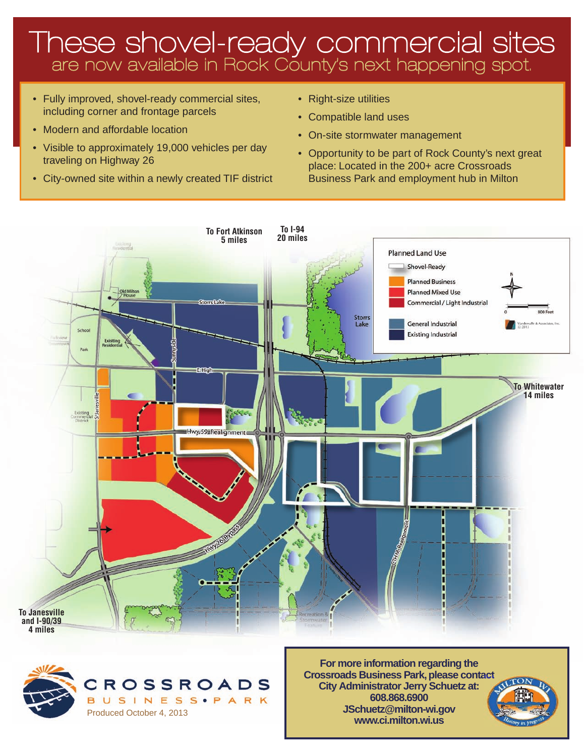# These shovel-ready commercial sites

## are now available in Rock County's next happening spot.

- Fully improved, shovel-ready commercial sites, including corner and frontage parcels
- Modern and affordable location
- Visible to approximately 19,000 vehicles per day traveling on Highway 26
- City-owned site within a newly created TIF district
- Right-size utilities
- Compatible land uses
- On-site stormwater management
- Opportunity to be part of Rock County's next great place: Located in the 200+ acre Crossroads Business Park and employment hub in Milton

To Fort Atkinson
5 miles

To I-94
20 miles

Planned Land Use
Shovel-Ready
Planned Business
Planned Mixed Use
Commercial / Light Industrial
General Industrial
Existing Industrial

0
800 Feet

Vandewalle & Associates, Inc. © 2013

Existing Residential
Old Milton House
Storrs Lake
Storrs Lake
School
Parkview Downtown
Park
Existing Residential
Sunnyside
E. High
To Whitewater
14 miles
S. Janesville
Existing Commercial District
Hwy 59 Realignment
Hwy 26 Bypass
CTH M Realignment
Recreation & Stormwater Feature

To Janesville
and I-90/39
4 miles

CROSSROADS
BUSINESS • PARK
Produced October 4, 2013

**For more information regarding the Crossroads Business Park, please contact City Administrator Jerry Schuetz at:**
**608.868.6900**
**JSchuetz@milton-wi.gov**
**www.ci.milton.wi.us**

MILTON WI
History in progress